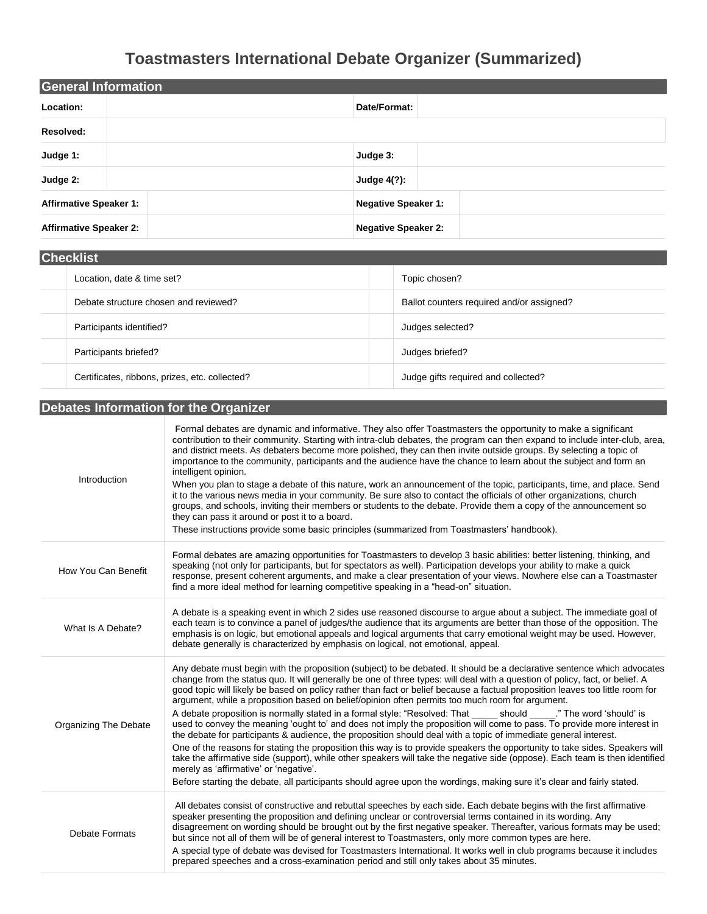# Toastmasters International Debate Organizer (Summarized)

## General Information

| | | | |
|---|---|---|---|
| **Location:** | | **Date/Format:** | |
| **Resolved:** | | | |
| **Judge 1:** | | **Judge 3:** | |
| **Judge 2:** | | **Judge 4(?):** | |
| **Affirmative Speaker 1:** | | **Negative Speaker 1:** | |
| **Affirmative Speaker 2:** | | **Negative Speaker 2:** | |

## Checklist

| | | | |
|---|---|---|---|
| | Location, date & time set? | | Topic chosen? |
| | Debate structure chosen and reviewed? | | Ballot counters required and/or assigned? |
| | Participants identified? | | Judges selected? |
| | Participants briefed? | | Judges briefed? |
| | Certificates, ribbons, prizes, etc. collected? | | Judge gifts required and collected? |

## Debates Information for the Organizer

| | |
|---|---|
| Introduction | Formal debates are dynamic and informative. They also offer Toastmasters the opportunity to make a significant contribution to their community. Starting with intra-club debates, the program can then expand to include inter-club, area, and district meets. As debaters become more polished, they can then invite outside groups. By selecting a topic of importance to the community, participants and the audience have the chance to learn about the subject and form an intelligent opinion.<br>When you plan to stage a debate of this nature, work an announcement of the topic, participants, time, and place. Send it to the various news media in your community. Be sure also to contact the officials of other organizations, church groups, and schools, inviting their members or students to the debate. Provide them a copy of the announcement so they can pass it around or post it to a board.<br>These instructions provide some basic principles (summarized from Toastmasters' handbook). |
| How You Can Benefit | Formal debates are amazing opportunities for Toastmasters to develop 3 basic abilities: better listening, thinking, and speaking (not only for participants, but for spectators as well). Participation develops your ability to make a quick response, present coherent arguments, and make a clear presentation of your views. Nowhere else can a Toastmaster find a more ideal method for learning competitive speaking in a "head-on" situation. |
| What Is A Debate? | A debate is a speaking event in which 2 sides use reasoned discourse to argue about a subject. The immediate goal of each team is to convince a panel of judges/the audience that its arguments are better than those of the opposition. The emphasis is on logic, but emotional appeals and logical arguments that carry emotional weight may be used. However, debate generally is characterized by emphasis on logical, not emotional, appeal. |
| Organizing The Debate | Any debate must begin with the proposition (subject) to be debated. It should be a declarative sentence which advocates change from the status quo. It will generally be one of three types: will deal with a question of policy, fact, or belief. A good topic will likely be based on policy rather than fact or belief because a factual proposition leaves too little room for argument, while a proposition based on belief/opinion often permits too much room for argument.<br>A debate proposition is normally stated in a formal style: "Resolved: That _____ should _____." The word 'should' is used to convey the meaning 'ought to' and does not imply the proposition will come to pass. To provide more interest in the debate for participants & audience, the proposition should deal with a topic of immediate general interest.<br>One of the reasons for stating the proposition this way is to provide speakers the opportunity to take sides. Speakers will take the affirmative side (support), while other speakers will take the negative side (oppose). Each team is then identified merely as 'affirmative' or 'negative'.<br>Before starting the debate, all participants should agree upon the wordings, making sure it's clear and fairly stated. |
| Debate Formats | All debates consist of constructive and rebuttal speeches by each side. Each debate begins with the first affirmative speaker presenting the proposition and defining unclear or controversial terms contained in its wording. Any disagreement on wording should be brought out by the first negative speaker. Thereafter, various formats may be used; but since not all of them will be of general interest to Toastmasters, only more common types are here.<br>A special type of debate was devised for Toastmasters International. It works well in club programs because it includes prepared speeches and a cross-examination period and still only takes about 35 minutes. |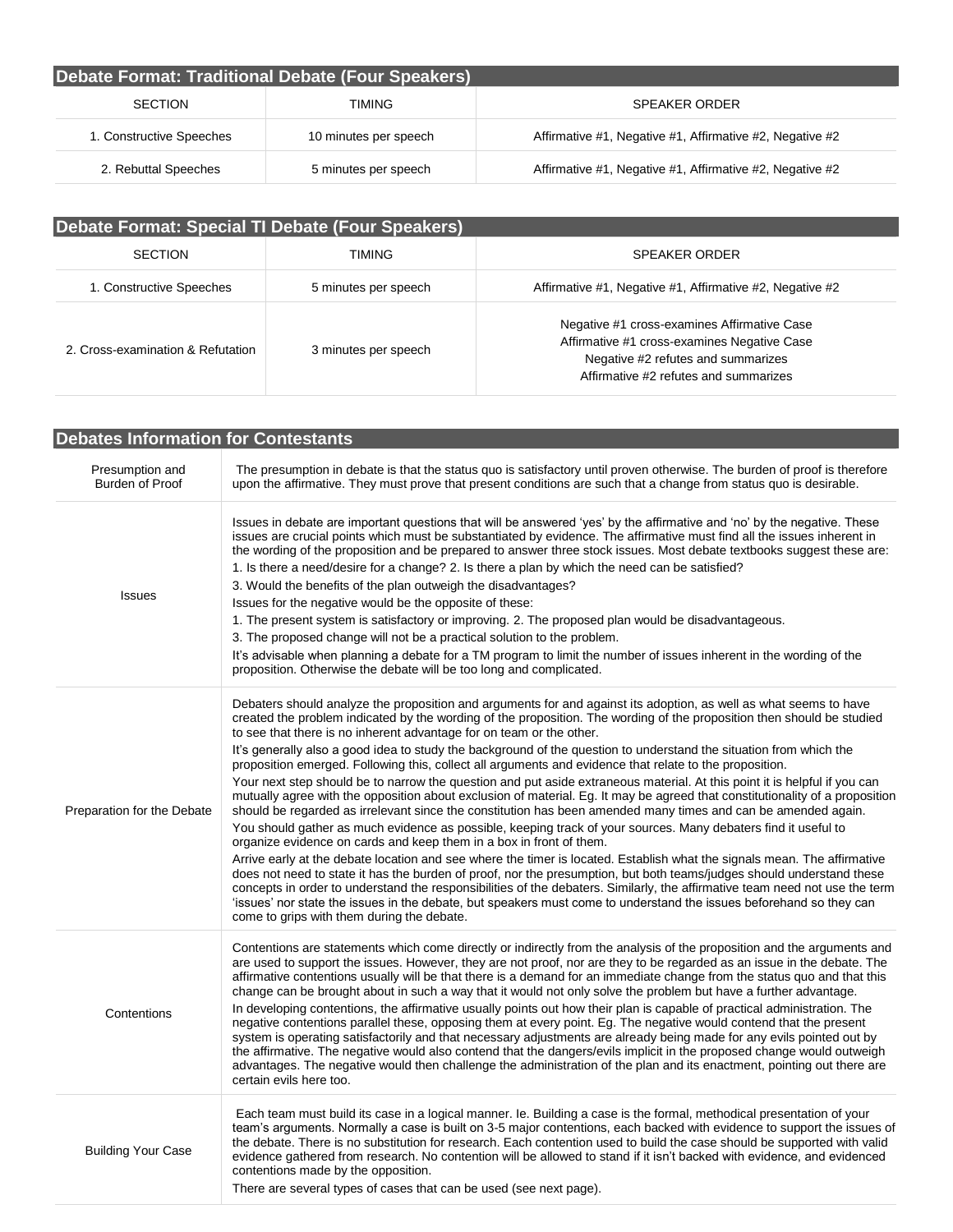## Debate Format: Traditional Debate (Four Speakers)

| SECTION | TIMING | SPEAKER ORDER |
|---|---|---|
| 1. Constructive Speeches | 10 minutes per speech | Affirmative #1, Negative #1, Affirmative #2, Negative #2 |
| 2. Rebuttal Speeches | 5 minutes per speech | Affirmative #1, Negative #1, Affirmative #2, Negative #2 |

## Debate Format: Special TI Debate (Four Speakers)

| SECTION | TIMING | SPEAKER ORDER |
|---|---|---|
| 1. Constructive Speeches | 5 minutes per speech | Affirmative #1, Negative #1, Affirmative #2, Negative #2 |
| 2. Cross-examination & Refutation | 3 minutes per speech | Negative #1 cross-examines Affirmative Case<br>Affirmative #1 cross-examines Negative Case<br>Negative #2 refutes and summarizes<br>Affirmative #2 refutes and summarizes |

## Debates Information for Contestants

| | |
|---|---|
| Presumption and Burden of Proof | The presumption in debate is that the status quo is satisfactory until proven otherwise. The burden of proof is therefore upon the affirmative. They must prove that present conditions are such that a change from status quo is desirable. |
| Issues | Issues in debate are important questions that will be answered 'yes' by the affirmative and 'no' by the negative. These issues are crucial points which must be substantiated by evidence. The affirmative must find all the issues inherent in the wording of the proposition and be prepared to answer three stock issues. Most debate textbooks suggest these are:<br>1. Is there a need/desire for a change? 2. Is there a plan by which the need can be satisfied?<br>3. Would the benefits of the plan outweigh the disadvantages?<br>Issues for the negative would be the opposite of these:<br>1. The present system is satisfactory or improving. 2. The proposed plan would be disadvantageous.<br>3. The proposed change will not be a practical solution to the problem.<br>It's advisable when planning a debate for a TM program to limit the number of issues inherent in the wording of the proposition. Otherwise the debate will be too long and complicated. |
| Preparation for the Debate | Debaters should analyze the proposition and arguments for and against its adoption, as well as what seems to have created the problem indicated by the wording of the proposition. The wording of the proposition then should be studied to see that there is no inherent advantage for on team or the other.<br>It's generally also a good idea to study the background of the question to understand the situation from which the proposition emerged. Following this, collect all arguments and evidence that relate to the proposition.<br>Your next step should be to narrow the question and put aside extraneous material. At this point it is helpful if you can mutually agree with the opposition about exclusion of material. Eg. It may be agreed that constitutionality of a proposition should be regarded as irrelevant since the constitution has been amended many times and can be amended again.<br>You should gather as much evidence as possible, keeping track of your sources. Many debaters find it useful to organize evidence on cards and keep them in a box in front of them.<br>Arrive early at the debate location and see where the timer is located. Establish what the signals mean. The affirmative does not need to state it has the burden of proof, nor the presumption, but both teams/judges should understand these concepts in order to understand the responsibilities of the debaters. Similarly, the affirmative team need not use the term 'issues' nor state the issues in the debate, but speakers must come to understand the issues beforehand so they can come to grips with them during the debate. |
| Contentions | Contentions are statements which come directly or indirectly from the analysis of the proposition and the arguments and are used to support the issues. However, they are not proof, nor are they to be regarded as an issue in the debate. The affirmative contentions usually will be that there is a demand for an immediate change from the status quo and that this change can be brought about in such a way that it would not only solve the problem but have a further advantage.<br>In developing contentions, the affirmative usually points out how their plan is capable of practical administration. The negative contentions parallel these, opposing them at every point. Eg. The negative would contend that the present system is operating satisfactorily and that necessary adjustments are already being made for any evils pointed out by the affirmative. The negative would also contend that the dangers/evils implicit in the proposed change would outweigh advantages. The negative would then challenge the administration of the plan and its enactment, pointing out there are certain evils here too. |
| Building Your Case | Each team must build its case in a logical manner. Ie. Building a case is the formal, methodical presentation of your team's arguments. Normally a case is built on 3-5 major contentions, each backed with evidence to support the issues of the debate. There is no substitution for research. Each contention used to build the case should be supported with valid evidence gathered from research. No contention will be allowed to stand if it isn't backed with evidence, and evidenced contentions made by the opposition.<br>There are several types of cases that can be used (see next page). |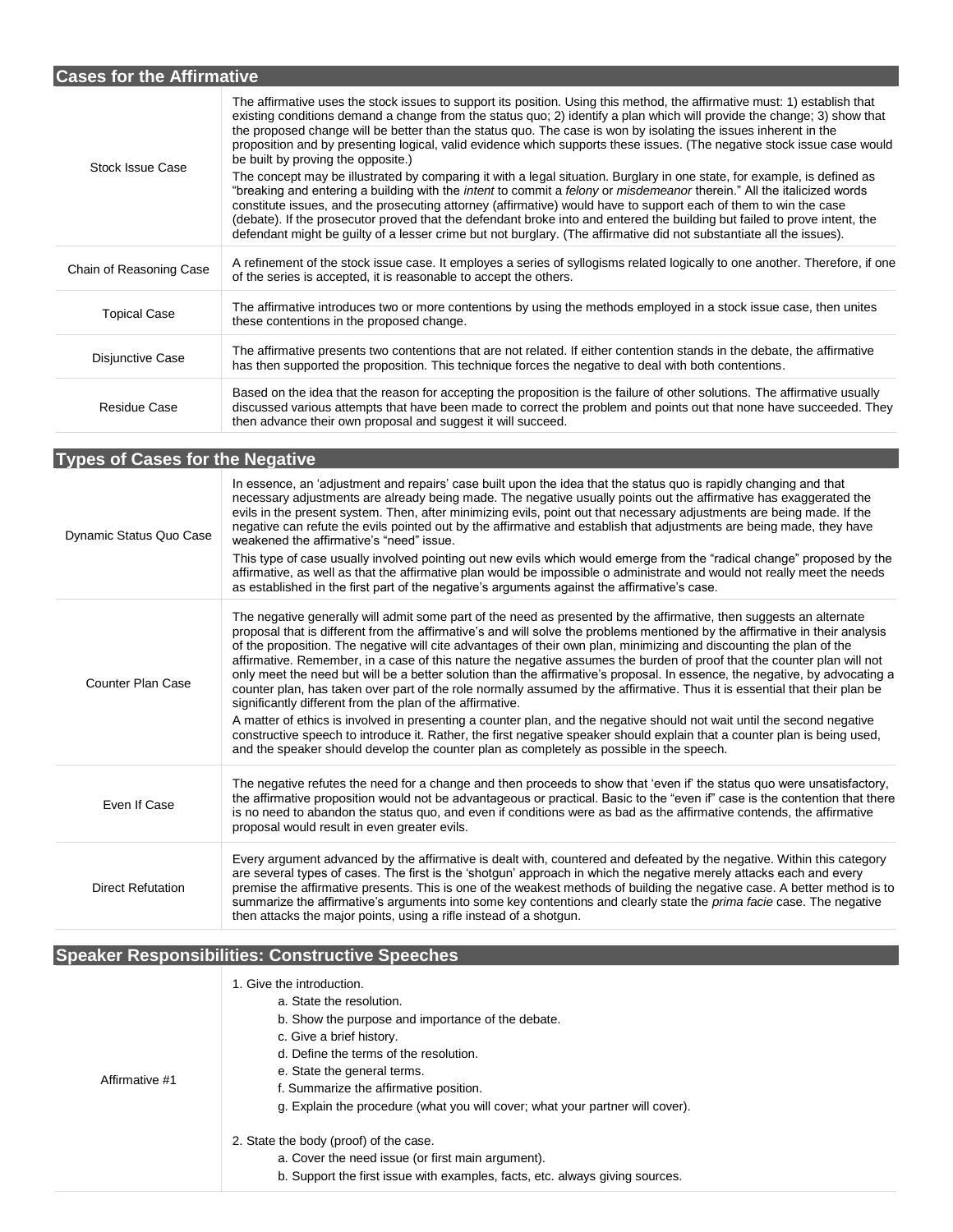## Cases for the Affirmative

| | |
|---|---|
| Stock Issue Case | The affirmative uses the stock issues to support its position. Using this method, the affirmative must: 1) establish that existing conditions demand a change from the status quo; 2) identify a plan which will provide the change; 3) show that the proposed change will be better than the status quo. The case is won by isolating the issues inherent in the proposition and by presenting logical, valid evidence which supports these issues. (The negative stock issue case would be built by proving the opposite.)<br>The concept may be illustrated by comparing it with a legal situation. Burglary in one state, for example, is defined as "breaking and entering a building with the *intent* to commit a *felony* or *misdemeanor* therein." All the italicized words constitute issues, and the prosecuting attorney (affirmative) would have to support each of them to win the case (debate). If the prosecutor proved that the defendant broke into and entered the building but failed to prove intent, the defendant might be guilty of a lesser crime but not burglary. (The affirmative did not substantiate all the issues). |
| Chain of Reasoning Case | A refinement of the stock issue case. It employs a series of syllogisms related logically to one another. Therefore, if one of the series is accepted, it is reasonable to accept the others. |
| Topical Case | The affirmative introduces two or more contentions by using the methods employed in a stock issue case, then unites these contentions in the proposed change. |
| Disjunctive Case | The affirmative presents two contentions that are not related. If either contention stands in the debate, the affirmative has then supported the proposition. This technique forces the negative to deal with both contentions. |
| Residue Case | Based on the idea that the reason for accepting the proposition is the failure of other solutions. The affirmative usually discussed various attempts that have been made to correct the problem and points out that none have succeeded. They then advance their own proposal and suggest it will succeed. |

## Types of Cases for the Negative

| | |
|---|---|
| Dynamic Status Quo Case | In essence, an 'adjustment and repairs' case built upon the idea that the status quo is rapidly changing and that necessary adjustments are already being made. The negative usually points out the affirmative has exaggerated the evils in the present system. Then, after minimizing evils, point out that necessary adjustments are being made. If the negative can refute the evils pointed out by the affirmative and establish that adjustments are being made, they have weakened the affirmative's "need" issue.<br>This type of case usually involved pointing out new evils which would emerge from the "radical change" proposed by the affirmative, as well as that the affirmative plan would be impossible o administrate and would not really meet the needs as established in the first part of the negative's arguments against the affirmative's case. |
| Counter Plan Case | The negative generally will admit some part of the need as presented by the affirmative, then suggests an alternate proposal that is different from the affirmative's and will solve the problems mentioned by the affirmative in their analysis of the proposition. The negative will cite advantages of their own plan, minimizing and discounting the plan of the affirmative. Remember, in a case of this nature the negative assumes the burden of proof that the counter plan will not only meet the need but will be a better solution than the affirmative's proposal. In essence, the negative, by advocating a counter plan, has taken over part of the role normally assumed by the affirmative. Thus it is essential that their plan be significantly different from the plan of the affirmative.<br>A matter of ethics is involved in presenting a counter plan, and the negative should not wait until the second negative constructive speech to introduce it. Rather, the first negative speaker should explain that a counter plan is being used, and the speaker should develop the counter plan as completely as possible in the speech. |
| Even If Case | The negative refutes the need for a change and then proceeds to show that 'even if' the status quo were unsatisfactory, the affirmative proposition would not be advantageous or practical. Basic to the "even if" case is the contention that there is no need to abandon the status quo, and even if conditions were as bad as the affirmative contends, the affirmative proposal would result in even greater evils. |
| Direct Refutation | Every argument advanced by the affirmative is dealt with, countered and defeated by the negative. Within this category are several types of cases. The first is the 'shotgun' approach in which the negative merely attacks each and every premise the affirmative presents. This is one of the weakest methods of building the negative case. A better method is to summarize the affirmative's arguments into some key contentions and clearly state the *prima facie* case. The negative then attacks the major points, using a rifle instead of a shotgun. |

## Speaker Responsibilities: Constructive Speeches

| | |
|---|---|
| Affirmative #1 | 1. Give the introduction.<br>&nbsp;&nbsp;&nbsp;&nbsp;a. State the resolution.<br>&nbsp;&nbsp;&nbsp;&nbsp;b. Show the purpose and importance of the debate.<br>&nbsp;&nbsp;&nbsp;&nbsp;c. Give a brief history.<br>&nbsp;&nbsp;&nbsp;&nbsp;d. Define the terms of the resolution.<br>&nbsp;&nbsp;&nbsp;&nbsp;e. State the general terms.<br>&nbsp;&nbsp;&nbsp;&nbsp;f. Summarize the affirmative position.<br>&nbsp;&nbsp;&nbsp;&nbsp;g. Explain the procedure (what you will cover; what your partner will cover).<br><br>2. State the body (proof) of the case.<br>&nbsp;&nbsp;&nbsp;&nbsp;a. Cover the need issue (or first main argument).<br>&nbsp;&nbsp;&nbsp;&nbsp;b. Support the first issue with examples, facts, etc. always giving sources. |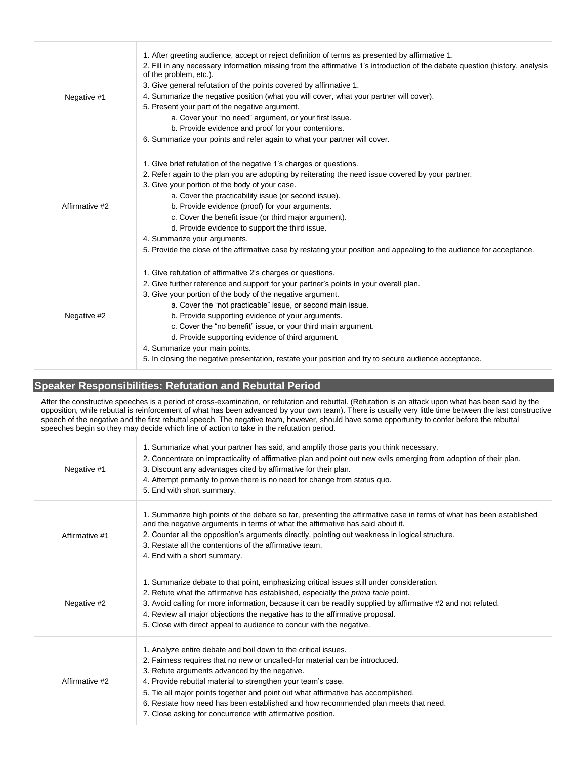| | |
|---|---|
| Negative #1 | 1. After greeting audience, accept or reject definition of terms as presented by affirmative 1.<br>2. Fill in any necessary information missing from the affirmative 1's introduction of the debate question (history, analysis of the problem, etc.).<br>3. Give general refutation of the points covered by affirmative 1.<br>4. Summarize the negative position (what you will cover, what your partner will cover).<br>5. Present your part of the negative argument.<br>a. Cover your "no need" argument, or your first issue.<br>b. Provide evidence and proof for your contentions.<br>6. Summarize your points and refer again to what your partner will cover. |
| Affirmative #2 | 1. Give brief refutation of the negative 1's charges or questions.<br>2. Refer again to the plan you are adopting by reiterating the need issue covered by your partner.<br>3. Give your portion of the body of your case.<br>a. Cover the practicability issue (or second issue).<br>b. Provide evidence (proof) for your arguments.<br>c. Cover the benefit issue (or third major argument).<br>d. Provide evidence to support the third issue.<br>4. Summarize your arguments.<br>5. Provide the close of the affirmative case by restating your position and appealing to the audience for acceptance. |
| Negative #2 | 1. Give refutation of affirmative 2's charges or questions.<br>2. Give further reference and support for your partner's points in your overall plan.<br>3. Give your portion of the body of the negative argument.<br>a. Cover the "not practicable" issue, or second main issue.<br>b. Provide supporting evidence of your arguments.<br>c. Cover the "no benefit" issue, or your third main argument.<br>d. Provide supporting evidence of third argument.<br>4. Summarize your main points.<br>5. In closing the negative presentation, restate your position and try to secure audience acceptance. |

## Speaker Responsibilities: Refutation and Rebuttal Period

After the constructive speeches is a period of cross-examination, or refutation and rebuttal. (Refutation is an attack upon what has been said by the opposition, while rebuttal is reinforcement of what has been advanced by your own team). There is usually very little time between the last constructive speech of the negative and the first rebuttal speech. The negative team, however, should have some opportunity to confer before the rebuttal speeches begin so they may decide which line of action to take in the refutation period.

| | |
|---|---|
| Negative #1 | 1. Summarize what your partner has said, and amplify those parts you think necessary.<br>2. Concentrate on impracticality of affirmative plan and point out new evils emerging from adoption of their plan.<br>3. Discount any advantages cited by affirmative for their plan.<br>4. Attempt primarily to prove there is no need for change from status quo.<br>5. End with short summary. |
| Affirmative #1 | 1. Summarize high points of the debate so far, presenting the affirmative case in terms of what has been established and the negative arguments in terms of what the affirmative has said about it.<br>2. Counter all the opposition's arguments directly, pointing out weakness in logical structure.<br>3. Restate all the contentions of the affirmative team.<br>4. End with a short summary. |
| Negative #2 | 1. Summarize debate to that point, emphasizing critical issues still under consideration.<br>2. Refute what the affirmative has established, especially the *prima facie* point.<br>3. Avoid calling for more information, because it can be readily supplied by affirmative #2 and not refuted.<br>4. Review all major objections the negative has to the affirmative proposal.<br>5. Close with direct appeal to audience to concur with the negative. |
| Affirmative #2 | 1. Analyze entire debate and boil down to the critical issues.<br>2. Fairness requires that no new or uncalled-for material can be introduced.<br>3. Refute arguments advanced by the negative.<br>4. Provide rebuttal material to strengthen your team's case.<br>5. Tie all major points together and point out what affirmative has accomplished.<br>6. Restate how need has been established and how recommended plan meets that need.<br>7. Close asking for concurrence with affirmative position. |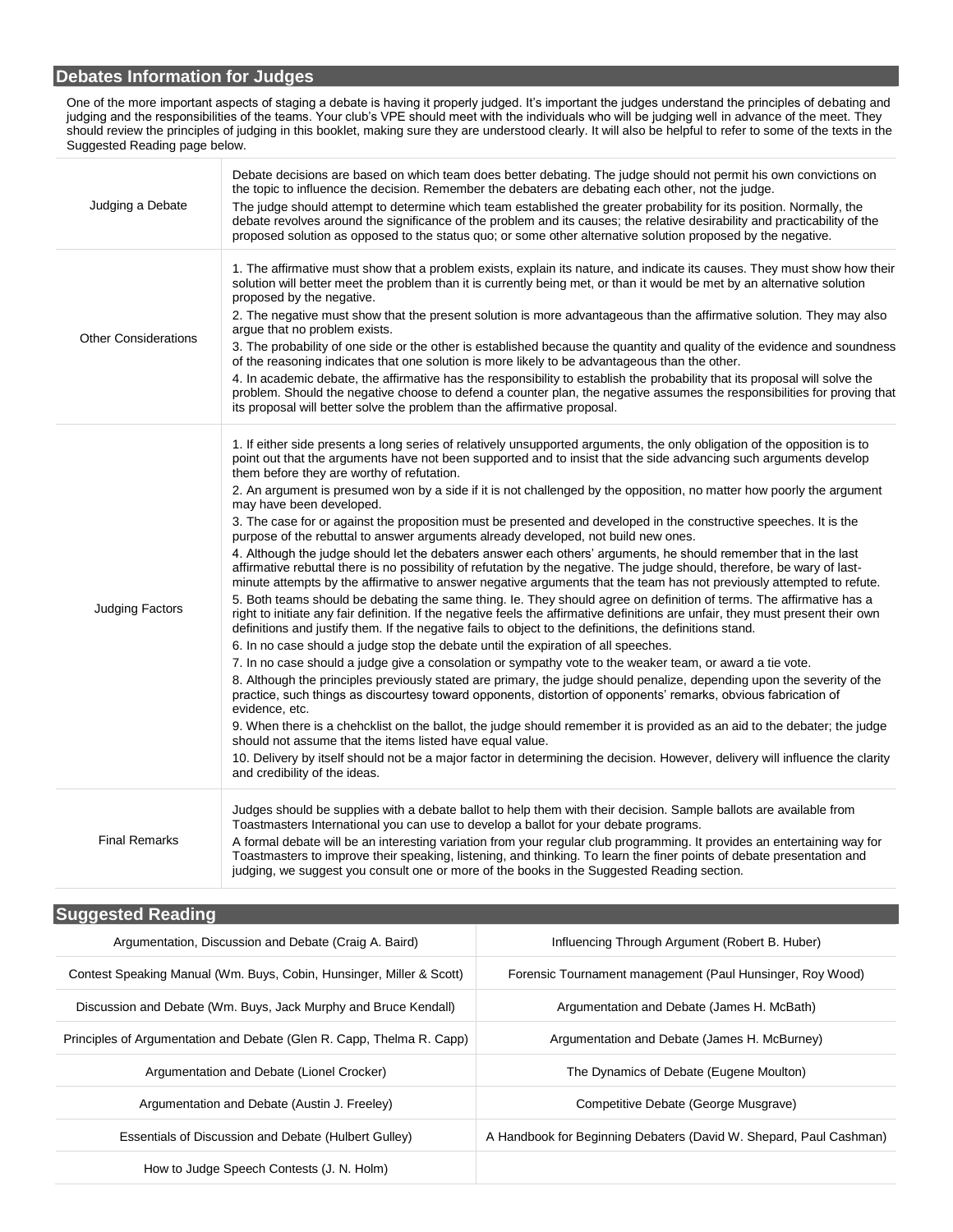## Debates Information for Judges

One of the more important aspects of staging a debate is having it properly judged. It's important the judges understand the principles of debating and judging and the responsibilities of the teams. Your club's VPE should meet with the individuals who will be judging well in advance of the meet. They should review the principles of judging in this booklet, making sure they are understood clearly. It will also be helpful to refer to some of the texts in the Suggested Reading page below.

| | |
|---|---|
| Judging a Debate | Debate decisions are based on which team does better debating. The judge should not permit his own convictions on the topic to influence the decision. Remember the debaters are debating each other, not the judge.<br>The judge should attempt to determine which team established the greater probability for its position. Normally, the debate revolves around the significance of the problem and its causes; the relative desirability and practicability of the proposed solution as opposed to the status quo; or some other alternative solution proposed by the negative. |
| Other Considerations | 1. The affirmative must show that a problem exists, explain its nature, and indicate its causes. They must show how their solution will better meet the problem than it is currently being met, or than it would be met by an alternative solution proposed by the negative.<br>2. The negative must show that the present solution is more advantageous than the affirmative solution. They may also argue that no problem exists.<br>3. The probability of one side or the other is established because the quantity and quality of the evidence and soundness of the reasoning indicates that one solution is more likely to be advantageous than the other.<br>4. In academic debate, the affirmative has the responsibility to establish the probability that its proposal will solve the problem. Should the negative choose to defend a counter plan, the negative assumes the responsibilities for proving that its proposal will better solve the problem than the affirmative proposal. |
| Judging Factors | 1. If either side presents a long series of relatively unsupported arguments, the only obligation of the opposition is to point out that the arguments have not been supported and to insist that the side advancing such arguments develop them before they are worthy of refutation.<br>2. An argument is presumed won by a side if it is not challenged by the opposition, no matter how poorly the argument may have been developed.<br>3. The case for or against the proposition must be presented and developed in the constructive speeches. It is the purpose of the rebuttal to answer arguments already developed, not build new ones.<br>4. Although the judge should let the debaters answer each others' arguments, he should remember that in the last affirmative rebuttal there is no possibility of refutation by the negative. The judge should, therefore, be wary of last-minute attempts by the affirmative to answer negative arguments that the team has not previously attempted to refute.<br>5. Both teams should be debating the same thing. Ie. They should agree on definition of terms. The affirmative has a right to initiate any fair definition. If the negative feels the affirmative definitions are unfair, they must present their own definitions and justify them. If the negative fails to object to the definitions, the definitions stand.<br>6. In no case should a judge stop the debate until the expiration of all speeches.<br>7. In no case should a judge give a consolation or sympathy vote to the weaker team, or award a tie vote.<br>8. Although the principles previously stated are primary, the judge should penalize, depending upon the severity of the practice, such things as discourtesy toward opponents, distortion of opponents' remarks, obvious fabrication of evidence, etc.<br>9. When there is a chehcklist on the ballot, the judge should remember it is provided as an aid to the debater; the judge should not assume that the items listed have equal value.<br>10. Delivery by itself should not be a major factor in determining the decision. However, delivery will influence the clarity and credibility of the ideas. |
| Final Remarks | Judges should be supplies with a debate ballot to help them with their decision. Sample ballots are available from Toastmasters International you can use to develop a ballot for your debate programs.<br>A formal debate will be an interesting variation from your regular club programming. It provides an entertaining way for Toastmasters to improve their speaking, listening, and thinking. To learn the finer points of debate presentation and judging, we suggest you consult one or more of the books in the Suggested Reading section. |

## Suggested Reading

| | |
|---|---|
| Argumentation, Discussion and Debate (Craig A. Baird) | Influencing Through Argument (Robert B. Huber) |
| Contest Speaking Manual (Wm. Buys, Cobin, Hunsinger, Miller & Scott) | Forensic Tournament management (Paul Hunsinger, Roy Wood) |
| Discussion and Debate (Wm. Buys, Jack Murphy and Bruce Kendall) | Argumentation and Debate (James H. McBath) |
| Principles of Argumentation and Debate (Glen R. Capp, Thelma R. Capp) | Argumentation and Debate (James H. McBurney) |
| Argumentation and Debate (Lionel Crocker) | The Dynamics of Debate (Eugene Moulton) |
| Argumentation and Debate (Austin J. Freeley) | Competitive Debate (George Musgrave) |
| Essentials of Discussion and Debate (Hulbert Gulley) | A Handbook for Beginning Debaters (David W. Shepard, Paul Cashman) |
| How to Judge Speech Contests (J. N. Holm) | |